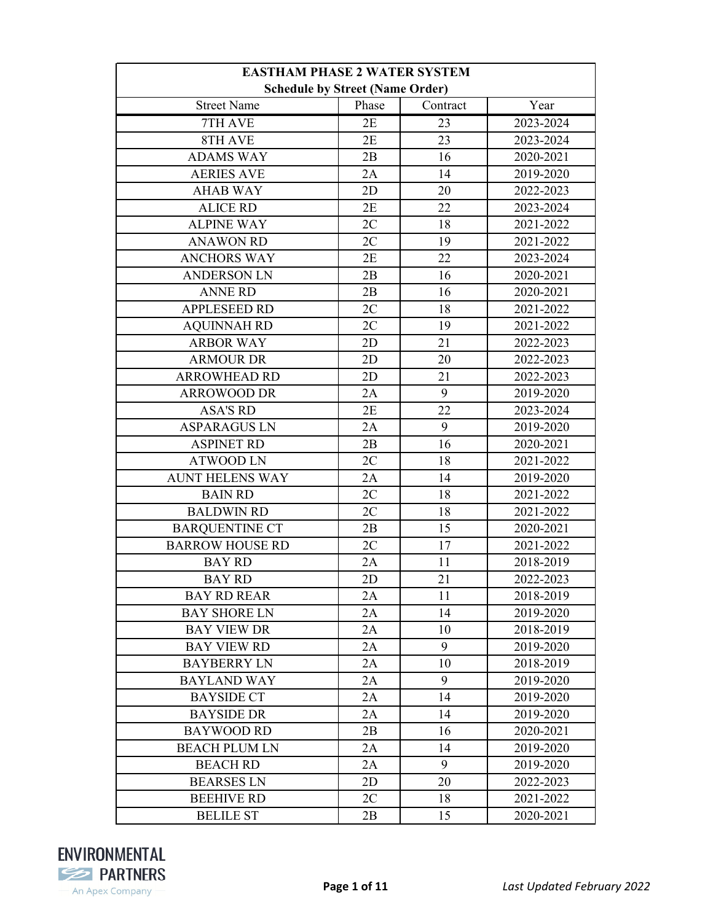**EASTHAM PHASE 2 WATER SYSTEM**
**Schedule by Street (Name Order)**

| Street Name | Phase | Contract | Year |
|---|---|---|---|
| 7TH AVE | 2E | 23 | 2023-2024 |
| 8TH AVE | 2E | 23 | 2023-2024 |
| ADAMS WAY | 2B | 16 | 2020-2021 |
| AERIES AVE | 2A | 14 | 2019-2020 |
| AHAB WAY | 2D | 20 | 2022-2023 |
| ALICE RD | 2E | 22 | 2023-2024 |
| ALPINE WAY | 2C | 18 | 2021-2022 |
| ANAWON RD | 2C | 19 | 2021-2022 |
| ANCHORS WAY | 2E | 22 | 2023-2024 |
| ANDERSON LN | 2B | 16 | 2020-2021 |
| ANNE RD | 2B | 16 | 2020-2021 |
| APPLESEED RD | 2C | 18 | 2021-2022 |
| AQUINNAH RD | 2C | 19 | 2021-2022 |
| ARBOR WAY | 2D | 21 | 2022-2023 |
| ARMOUR DR | 2D | 20 | 2022-2023 |
| ARROWHEAD RD | 2D | 21 | 2022-2023 |
| ARROWOOD DR | 2A | 9 | 2019-2020 |
| ASA'S RD | 2E | 22 | 2023-2024 |
| ASPARAGUS LN | 2A | 9 | 2019-2020 |
| ASPINET RD | 2B | 16 | 2020-2021 |
| ATWOOD LN | 2C | 18 | 2021-2022 |
| AUNT HELENS WAY | 2A | 14 | 2019-2020 |
| BAIN RD | 2C | 18 | 2021-2022 |
| BALDWIN RD | 2C | 18 | 2021-2022 |
| BARQUENTINE CT | 2B | 15 | 2020-2021 |
| BARROW HOUSE RD | 2C | 17 | 2021-2022 |
| BAY RD | 2A | 11 | 2018-2019 |
| BAY RD | 2D | 21 | 2022-2023 |
| BAY RD REAR | 2A | 11 | 2018-2019 |
| BAY SHORE LN | 2A | 14 | 2019-2020 |
| BAY VIEW DR | 2A | 10 | 2018-2019 |
| BAY VIEW RD | 2A | 9 | 2019-2020 |
| BAYBERRY LN | 2A | 10 | 2018-2019 |
| BAYLAND WAY | 2A | 9 | 2019-2020 |
| BAYSIDE CT | 2A | 14 | 2019-2020 |
| BAYSIDE DR | 2A | 14 | 2019-2020 |
| BAYWOOD RD | 2B | 16 | 2020-2021 |
| BEACH PLUM LN | 2A | 14 | 2019-2020 |
| BEACH RD | 2A | 9 | 2019-2020 |
| BEARSES LN | 2D | 20 | 2022-2023 |
| BEEHIVE RD | 2C | 18 | 2021-2022 |
| BELILE ST | 2B | 15 | 2020-2021 |

ENVIRONMENTAL PARTNERS — An Apex Company

*Last Updated February 2022*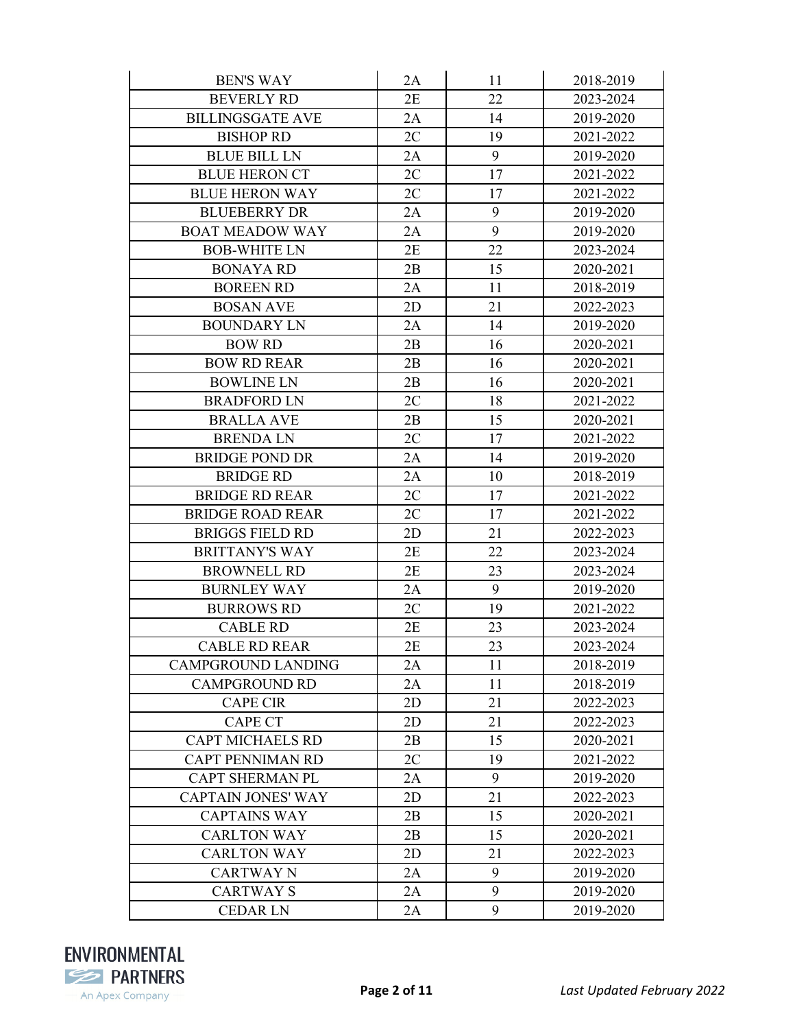| | | | |
|---|---|---|---|
| BEN'S WAY | 2A | 11 | 2018-2019 |
| BEVERLY RD | 2E | 22 | 2023-2024 |
| BILLINGSGATE AVE | 2A | 14 | 2019-2020 |
| BISHOP RD | 2C | 19 | 2021-2022 |
| BLUE BILL LN | 2A | 9 | 2019-2020 |
| BLUE HERON CT | 2C | 17 | 2021-2022 |
| BLUE HERON WAY | 2C | 17 | 2021-2022 |
| BLUEBERRY DR | 2A | 9 | 2019-2020 |
| BOAT MEADOW WAY | 2A | 9 | 2019-2020 |
| BOB-WHITE LN | 2E | 22 | 2023-2024 |
| BONAYA RD | 2B | 15 | 2020-2021 |
| BOREEN RD | 2A | 11 | 2018-2019 |
| BOSAN AVE | 2D | 21 | 2022-2023 |
| BOUNDARY LN | 2A | 14 | 2019-2020 |
| BOW RD | 2B | 16 | 2020-2021 |
| BOW RD REAR | 2B | 16 | 2020-2021 |
| BOWLINE LN | 2B | 16 | 2020-2021 |
| BRADFORD LN | 2C | 18 | 2021-2022 |
| BRALLA AVE | 2B | 15 | 2020-2021 |
| BRENDA LN | 2C | 17 | 2021-2022 |
| BRIDGE POND DR | 2A | 14 | 2019-2020 |
| BRIDGE RD | 2A | 10 | 2018-2019 |
| BRIDGE RD REAR | 2C | 17 | 2021-2022 |
| BRIDGE ROAD REAR | 2C | 17 | 2021-2022 |
| BRIGGS FIELD RD | 2D | 21 | 2022-2023 |
| BRITTANY'S WAY | 2E | 22 | 2023-2024 |
| BROWNELL RD | 2E | 23 | 2023-2024 |
| BURNLEY WAY | 2A | 9 | 2019-2020 |
| BURROWS RD | 2C | 19 | 2021-2022 |
| CABLE RD | 2E | 23 | 2023-2024 |
| CABLE RD REAR | 2E | 23 | 2023-2024 |
| CAMPGROUND LANDING | 2A | 11 | 2018-2019 |
| CAMPGROUND RD | 2A | 11 | 2018-2019 |
| CAPE CIR | 2D | 21 | 2022-2023 |
| CAPE CT | 2D | 21 | 2022-2023 |
| CAPT MICHAELS RD | 2B | 15 | 2020-2021 |
| CAPT PENNIMAN RD | 2C | 19 | 2021-2022 |
| CAPT SHERMAN PL | 2A | 9 | 2019-2020 |
| CAPTAIN JONES' WAY | 2D | 21 | 2022-2023 |
| CAPTAINS WAY | 2B | 15 | 2020-2021 |
| CARLTON WAY | 2B | 15 | 2020-2021 |
| CARLTON WAY | 2D | 21 | 2022-2023 |
| CARTWAY N | 2A | 9 | 2019-2020 |
| CARTWAY S | 2A | 9 | 2019-2020 |
| CEDAR LN | 2A | 9 | 2019-2020 |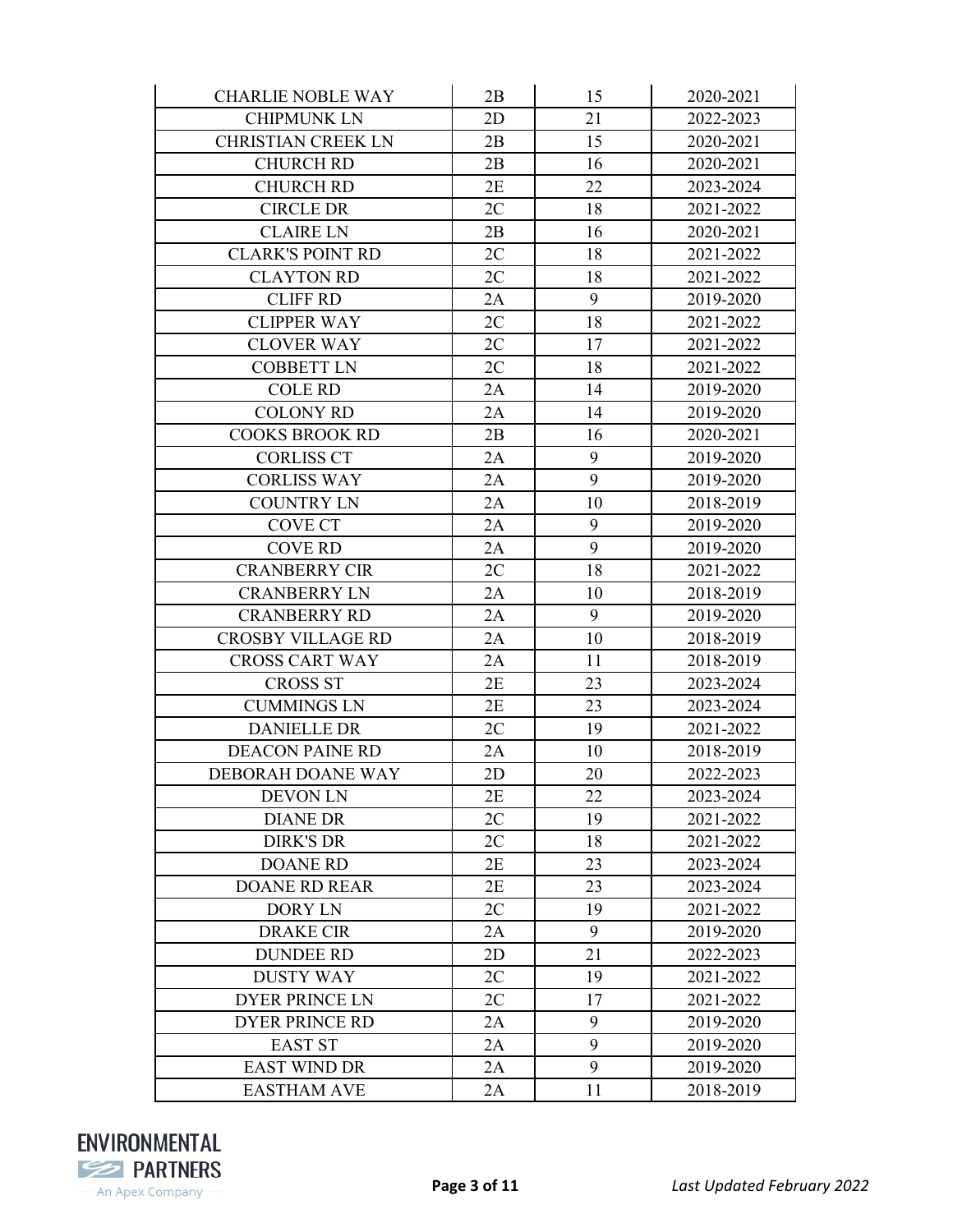| | | | |
|---|---|---|---|
| CHARLIE NOBLE WAY | 2B | 15 | 2020-2021 |
| CHIPMUNK LN | 2D | 21 | 2022-2023 |
| CHRISTIAN CREEK LN | 2B | 15 | 2020-2021 |
| CHURCH RD | 2B | 16 | 2020-2021 |
| CHURCH RD | 2E | 22 | 2023-2024 |
| CIRCLE DR | 2C | 18 | 2021-2022 |
| CLAIRE LN | 2B | 16 | 2020-2021 |
| CLARK'S POINT RD | 2C | 18 | 2021-2022 |
| CLAYTON RD | 2C | 18 | 2021-2022 |
| CLIFF RD | 2A | 9 | 2019-2020 |
| CLIPPER WAY | 2C | 18 | 2021-2022 |
| CLOVER WAY | 2C | 17 | 2021-2022 |
| COBBETT LN | 2C | 18 | 2021-2022 |
| COLE RD | 2A | 14 | 2019-2020 |
| COLONY RD | 2A | 14 | 2019-2020 |
| COOKS BROOK RD | 2B | 16 | 2020-2021 |
| CORLISS CT | 2A | 9 | 2019-2020 |
| CORLISS WAY | 2A | 9 | 2019-2020 |
| COUNTRY LN | 2A | 10 | 2018-2019 |
| COVE CT | 2A | 9 | 2019-2020 |
| COVE RD | 2A | 9 | 2019-2020 |
| CRANBERRY CIR | 2C | 18 | 2021-2022 |
| CRANBERRY LN | 2A | 10 | 2018-2019 |
| CRANBERRY RD | 2A | 9 | 2019-2020 |
| CROSBY VILLAGE RD | 2A | 10 | 2018-2019 |
| CROSS CART WAY | 2A | 11 | 2018-2019 |
| CROSS ST | 2E | 23 | 2023-2024 |
| CUMMINGS LN | 2E | 23 | 2023-2024 |
| DANIELLE DR | 2C | 19 | 2021-2022 |
| DEACON PAINE RD | 2A | 10 | 2018-2019 |
| DEBORAH DOANE WAY | 2D | 20 | 2022-2023 |
| DEVON LN | 2E | 22 | 2023-2024 |
| DIANE DR | 2C | 19 | 2021-2022 |
| DIRK'S DR | 2C | 18 | 2021-2022 |
| DOANE RD | 2E | 23 | 2023-2024 |
| DOANE RD REAR | 2E | 23 | 2023-2024 |
| DORY LN | 2C | 19 | 2021-2022 |
| DRAKE CIR | 2A | 9 | 2019-2020 |
| DUNDEE RD | 2D | 21 | 2022-2023 |
| DUSTY WAY | 2C | 19 | 2021-2022 |
| DYER PRINCE LN | 2C | 17 | 2021-2022 |
| DYER PRINCE RD | 2A | 9 | 2019-2020 |
| EAST ST | 2A | 9 | 2019-2020 |
| EAST WIND DR | 2A | 9 | 2019-2020 |
| EASTHAM AVE | 2A | 11 | 2018-2019 |

*Last Updated February 2022*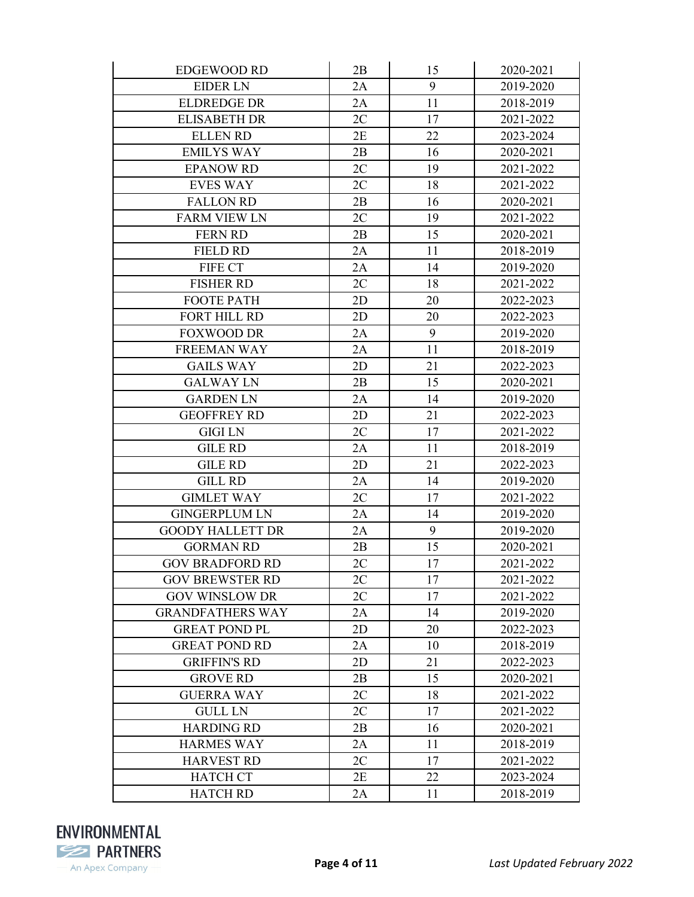| | | | |
|---|---|---|---|
| EDGEWOOD RD | 2B | 15 | 2020-2021 |
| EIDER LN | 2A | 9 | 2019-2020 |
| ELDREDGE DR | 2A | 11 | 2018-2019 |
| ELISABETH DR | 2C | 17 | 2021-2022 |
| ELLEN RD | 2E | 22 | 2023-2024 |
| EMILYS WAY | 2B | 16 | 2020-2021 |
| EPANOW RD | 2C | 19 | 2021-2022 |
| EVES WAY | 2C | 18 | 2021-2022 |
| FALLON RD | 2B | 16 | 2020-2021 |
| FARM VIEW LN | 2C | 19 | 2021-2022 |
| FERN RD | 2B | 15 | 2020-2021 |
| FIELD RD | 2A | 11 | 2018-2019 |
| FIFE CT | 2A | 14 | 2019-2020 |
| FISHER RD | 2C | 18 | 2021-2022 |
| FOOTE PATH | 2D | 20 | 2022-2023 |
| FORT HILL RD | 2D | 20 | 2022-2023 |
| FOXWOOD DR | 2A | 9 | 2019-2020 |
| FREEMAN WAY | 2A | 11 | 2018-2019 |
| GAILS WAY | 2D | 21 | 2022-2023 |
| GALWAY LN | 2B | 15 | 2020-2021 |
| GARDEN LN | 2A | 14 | 2019-2020 |
| GEOFFREY RD | 2D | 21 | 2022-2023 |
| GIGI LN | 2C | 17 | 2021-2022 |
| GILE RD | 2A | 11 | 2018-2019 |
| GILE RD | 2D | 21 | 2022-2023 |
| GILL RD | 2A | 14 | 2019-2020 |
| GIMLET WAY | 2C | 17 | 2021-2022 |
| GINGERPLUM LN | 2A | 14 | 2019-2020 |
| GOODY HALLETT DR | 2A | 9 | 2019-2020 |
| GORMAN RD | 2B | 15 | 2020-2021 |
| GOV BRADFORD RD | 2C | 17 | 2021-2022 |
| GOV BREWSTER RD | 2C | 17 | 2021-2022 |
| GOV WINSLOW DR | 2C | 17 | 2021-2022 |
| GRANDFATHERS WAY | 2A | 14 | 2019-2020 |
| GREAT POND PL | 2D | 20 | 2022-2023 |
| GREAT POND RD | 2A | 10 | 2018-2019 |
| GRIFFIN'S RD | 2D | 21 | 2022-2023 |
| GROVE RD | 2B | 15 | 2020-2021 |
| GUERRA WAY | 2C | 18 | 2021-2022 |
| GULL LN | 2C | 17 | 2021-2022 |
| HARDING RD | 2B | 16 | 2020-2021 |
| HARMES WAY | 2A | 11 | 2018-2019 |
| HARVEST RD | 2C | 17 | 2021-2022 |
| HATCH CT | 2E | 22 | 2023-2024 |
| HATCH RD | 2A | 11 | 2018-2019 |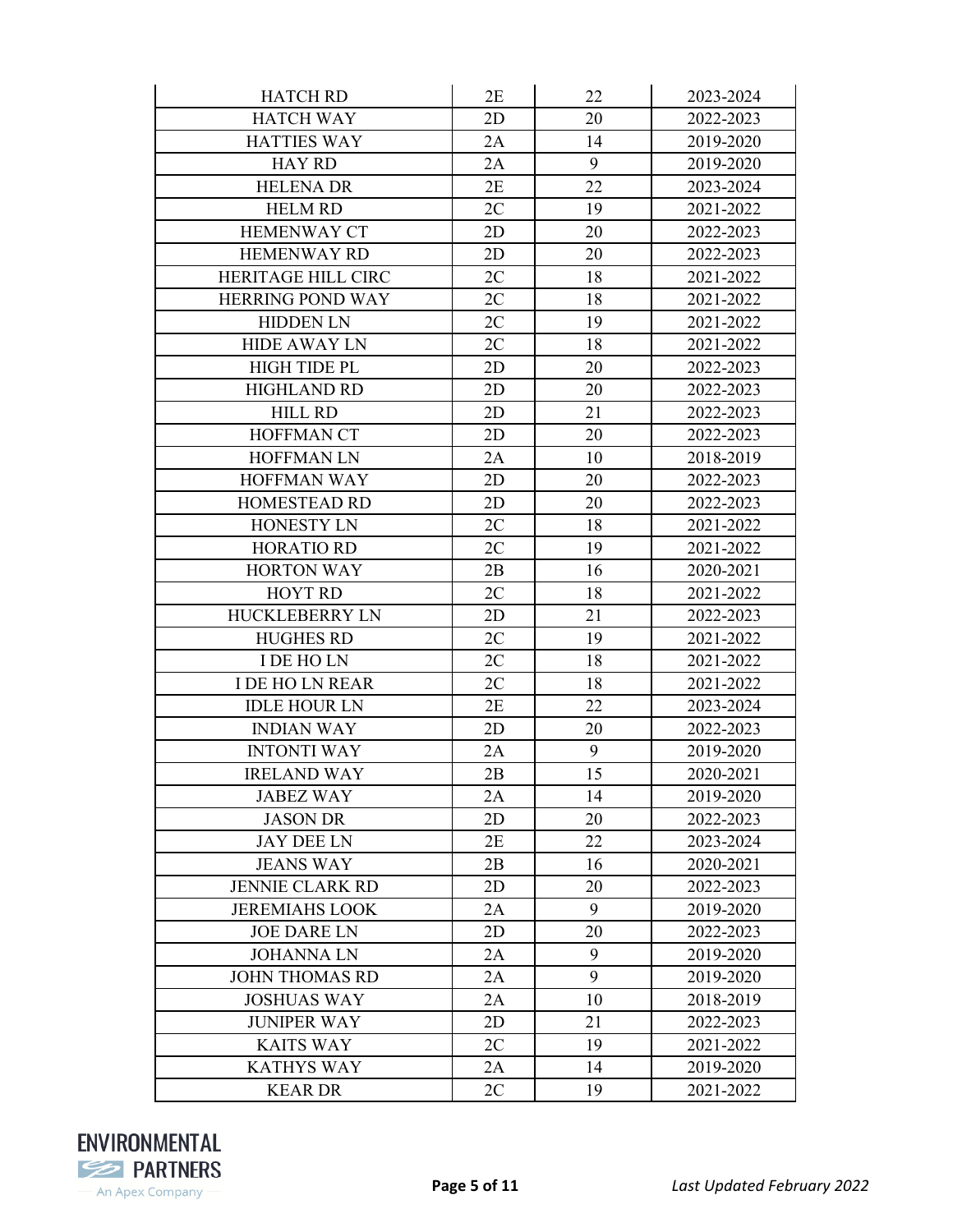| | | | |
|---|---|---|---|
| HATCH RD | 2E | 22 | 2023-2024 |
| HATCH WAY | 2D | 20 | 2022-2023 |
| HATTIES WAY | 2A | 14 | 2019-2020 |
| HAY RD | 2A | 9 | 2019-2020 |
| HELENA DR | 2E | 22 | 2023-2024 |
| HELM RD | 2C | 19 | 2021-2022 |
| HEMENWAY CT | 2D | 20 | 2022-2023 |
| HEMENWAY RD | 2D | 20 | 2022-2023 |
| HERITAGE HILL CIRC | 2C | 18 | 2021-2022 |
| HERRING POND WAY | 2C | 18 | 2021-2022 |
| HIDDEN LN | 2C | 19 | 2021-2022 |
| HIDE AWAY LN | 2C | 18 | 2021-2022 |
| HIGH TIDE PL | 2D | 20 | 2022-2023 |
| HIGHLAND RD | 2D | 20 | 2022-2023 |
| HILL RD | 2D | 21 | 2022-2023 |
| HOFFMAN CT | 2D | 20 | 2022-2023 |
| HOFFMAN LN | 2A | 10 | 2018-2019 |
| HOFFMAN WAY | 2D | 20 | 2022-2023 |
| HOMESTEAD RD | 2D | 20 | 2022-2023 |
| HONESTY LN | 2C | 18 | 2021-2022 |
| HORATIO RD | 2C | 19 | 2021-2022 |
| HORTON WAY | 2B | 16 | 2020-2021 |
| HOYT RD | 2C | 18 | 2021-2022 |
| HUCKLEBERRY LN | 2D | 21 | 2022-2023 |
| HUGHES RD | 2C | 19 | 2021-2022 |
| I DE HO LN | 2C | 18 | 2021-2022 |
| I DE HO LN REAR | 2C | 18 | 2021-2022 |
| IDLE HOUR LN | 2E | 22 | 2023-2024 |
| INDIAN WAY | 2D | 20 | 2022-2023 |
| INTONTI WAY | 2A | 9 | 2019-2020 |
| IRELAND WAY | 2B | 15 | 2020-2021 |
| JABEZ WAY | 2A | 14 | 2019-2020 |
| JASON DR | 2D | 20 | 2022-2023 |
| JAY DEE LN | 2E | 22 | 2023-2024 |
| JEANS WAY | 2B | 16 | 2020-2021 |
| JENNIE CLARK RD | 2D | 20 | 2022-2023 |
| JEREMIAHS LOOK | 2A | 9 | 2019-2020 |
| JOE DARE LN | 2D | 20 | 2022-2023 |
| JOHANNA LN | 2A | 9 | 2019-2020 |
| JOHN THOMAS RD | 2A | 9 | 2019-2020 |
| JOSHUAS WAY | 2A | 10 | 2018-2019 |
| JUNIPER WAY | 2D | 21 | 2022-2023 |
| KAITS WAY | 2C | 19 | 2021-2022 |
| KATHYS WAY | 2A | 14 | 2019-2020 |
| KEAR DR | 2C | 19 | 2021-2022 |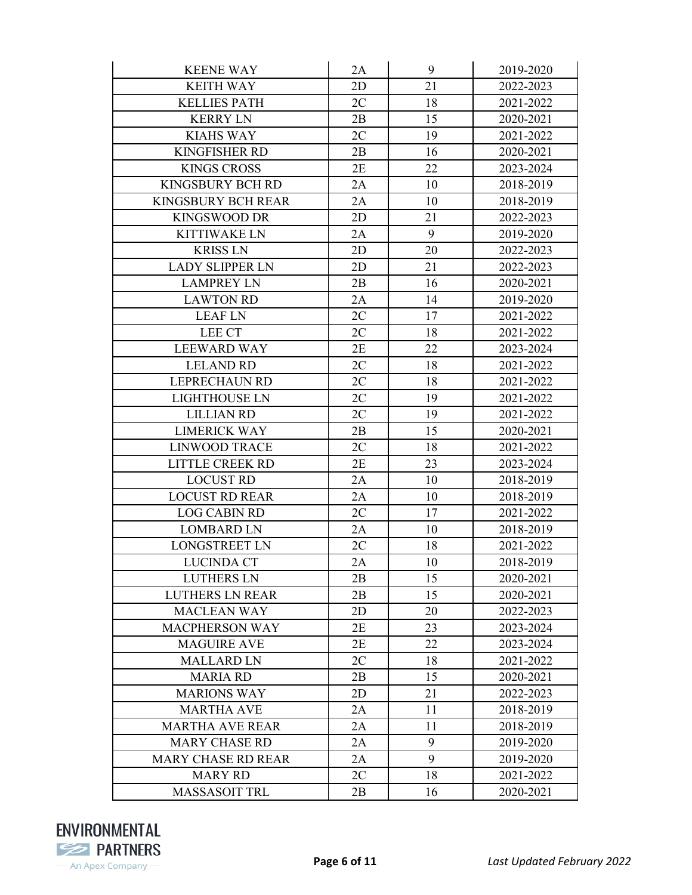| KEENE WAY | 2A | 9 | 2019-2020 |
|---|---|---|---|
| KEITH WAY | 2D | 21 | 2022-2023 |
| KELLIES PATH | 2C | 18 | 2021-2022 |
| KERRY LN | 2B | 15 | 2020-2021 |
| KIAHS WAY | 2C | 19 | 2021-2022 |
| KINGFISHER RD | 2B | 16 | 2020-2021 |
| KINGS CROSS | 2E | 22 | 2023-2024 |
| KINGSBURY BCH RD | 2A | 10 | 2018-2019 |
| KINGSBURY BCH REAR | 2A | 10 | 2018-2019 |
| KINGSWOOD DR | 2D | 21 | 2022-2023 |
| KITTIWAKE LN | 2A | 9 | 2019-2020 |
| KRISS LN | 2D | 20 | 2022-2023 |
| LADY SLIPPER LN | 2D | 21 | 2022-2023 |
| LAMPREY LN | 2B | 16 | 2020-2021 |
| LAWTON RD | 2A | 14 | 2019-2020 |
| LEAF LN | 2C | 17 | 2021-2022 |
| LEE CT | 2C | 18 | 2021-2022 |
| LEEWARD WAY | 2E | 22 | 2023-2024 |
| LELAND RD | 2C | 18 | 2021-2022 |
| LEPRECHAUN RD | 2C | 18 | 2021-2022 |
| LIGHTHOUSE LN | 2C | 19 | 2021-2022 |
| LILLIAN RD | 2C | 19 | 2021-2022 |
| LIMERICK WAY | 2B | 15 | 2020-2021 |
| LINWOOD TRACE | 2C | 18 | 2021-2022 |
| LITTLE CREEK RD | 2E | 23 | 2023-2024 |
| LOCUST RD | 2A | 10 | 2018-2019 |
| LOCUST RD REAR | 2A | 10 | 2018-2019 |
| LOG CABIN RD | 2C | 17 | 2021-2022 |
| LOMBARD LN | 2A | 10 | 2018-2019 |
| LONGSTREET LN | 2C | 18 | 2021-2022 |
| LUCINDA CT | 2A | 10 | 2018-2019 |
| LUTHERS LN | 2B | 15 | 2020-2021 |
| LUTHERS LN REAR | 2B | 15 | 2020-2021 |
| MACLEAN WAY | 2D | 20 | 2022-2023 |
| MACPHERSON WAY | 2E | 23 | 2023-2024 |
| MAGUIRE AVE | 2E | 22 | 2023-2024 |
| MALLARD LN | 2C | 18 | 2021-2022 |
| MARIA RD | 2B | 15 | 2020-2021 |
| MARIONS WAY | 2D | 21 | 2022-2023 |
| MARTHA AVE | 2A | 11 | 2018-2019 |
| MARTHA AVE REAR | 2A | 11 | 2018-2019 |
| MARY CHASE RD | 2A | 9 | 2019-2020 |
| MARY CHASE RD REAR | 2A | 9 | 2019-2020 |
| MARY RD | 2C | 18 | 2021-2022 |
| MASSASOIT TRL | 2B | 16 | 2020-2021 |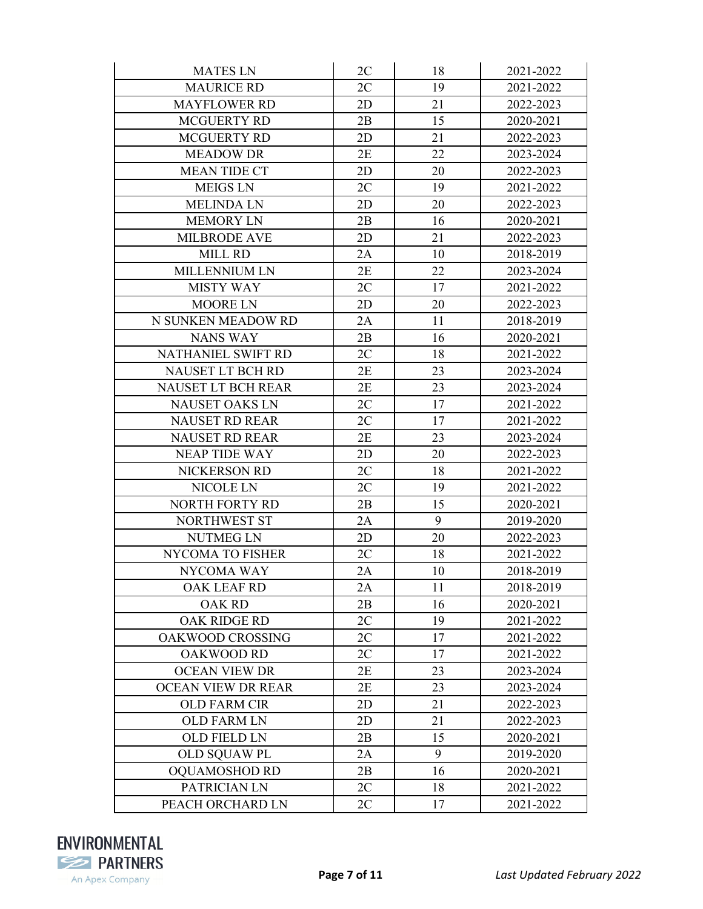| MATES LN | 2C | 18 | 2021-2022 |
|---|---|---|---|
| MAURICE RD | 2C | 19 | 2021-2022 |
| MAYFLOWER RD | 2D | 21 | 2022-2023 |
| MCGUERTY RD | 2B | 15 | 2020-2021 |
| MCGUERTY RD | 2D | 21 | 2022-2023 |
| MEADOW DR | 2E | 22 | 2023-2024 |
| MEAN TIDE CT | 2D | 20 | 2022-2023 |
| MEIGS LN | 2C | 19 | 2021-2022 |
| MELINDA LN | 2D | 20 | 2022-2023 |
| MEMORY LN | 2B | 16 | 2020-2021 |
| MILBRODE AVE | 2D | 21 | 2022-2023 |
| MILL RD | 2A | 10 | 2018-2019 |
| MILLENNIUM LN | 2E | 22 | 2023-2024 |
| MISTY WAY | 2C | 17 | 2021-2022 |
| MOORE LN | 2D | 20 | 2022-2023 |
| N SUNKEN MEADOW RD | 2A | 11 | 2018-2019 |
| NANS WAY | 2B | 16 | 2020-2021 |
| NATHANIEL SWIFT RD | 2C | 18 | 2021-2022 |
| NAUSET LT BCH RD | 2E | 23 | 2023-2024 |
| NAUSET LT BCH REAR | 2E | 23 | 2023-2024 |
| NAUSET OAKS LN | 2C | 17 | 2021-2022 |
| NAUSET RD REAR | 2C | 17 | 2021-2022 |
| NAUSET RD REAR | 2E | 23 | 2023-2024 |
| NEAP TIDE WAY | 2D | 20 | 2022-2023 |
| NICKERSON RD | 2C | 18 | 2021-2022 |
| NICOLE LN | 2C | 19 | 2021-2022 |
| NORTH FORTY RD | 2B | 15 | 2020-2021 |
| NORTHWEST ST | 2A | 9 | 2019-2020 |
| NUTMEG LN | 2D | 20 | 2022-2023 |
| NYCOMA TO FISHER | 2C | 18 | 2021-2022 |
| NYCOMA WAY | 2A | 10 | 2018-2019 |
| OAK LEAF RD | 2A | 11 | 2018-2019 |
| OAK RD | 2B | 16 | 2020-2021 |
| OAK RIDGE RD | 2C | 19 | 2021-2022 |
| OAKWOOD CROSSING | 2C | 17 | 2021-2022 |
| OAKWOOD RD | 2C | 17 | 2021-2022 |
| OCEAN VIEW DR | 2E | 23 | 2023-2024 |
| OCEAN VIEW DR REAR | 2E | 23 | 2023-2024 |
| OLD FARM CIR | 2D | 21 | 2022-2023 |
| OLD FARM LN | 2D | 21 | 2022-2023 |
| OLD FIELD LN | 2B | 15 | 2020-2021 |
| OLD SQUAW PL | 2A | 9 | 2019-2020 |
| OQUAMOSHOD RD | 2B | 16 | 2020-2021 |
| PATRICIAN LN | 2C | 18 | 2021-2022 |
| PEACH ORCHARD LN | 2C | 17 | 2021-2022 |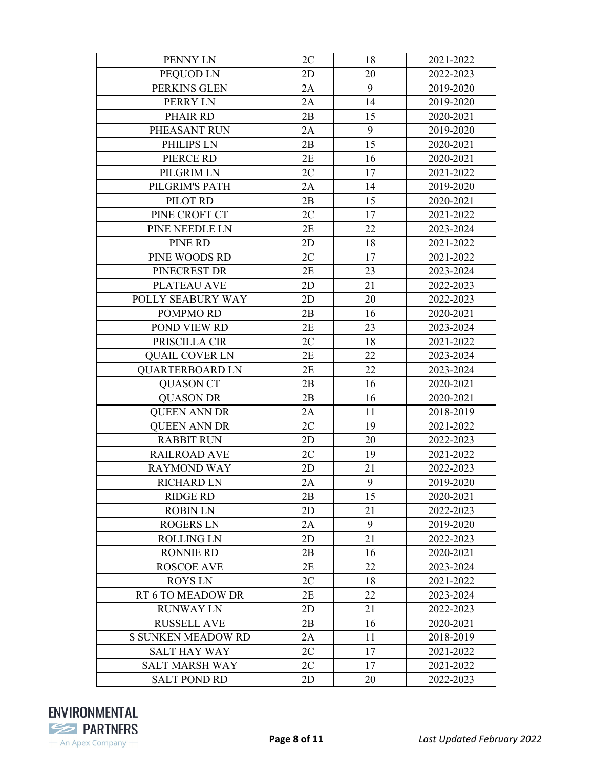| | | | |
|---|---|---|---|
| PENNY LN | 2C | 18 | 2021-2022 |
| PEQUOD LN | 2D | 20 | 2022-2023 |
| PERKINS GLEN | 2A | 9 | 2019-2020 |
| PERRY LN | 2A | 14 | 2019-2020 |
| PHAIR RD | 2B | 15 | 2020-2021 |
| PHEASANT RUN | 2A | 9 | 2019-2020 |
| PHILIPS LN | 2B | 15 | 2020-2021 |
| PIERCE RD | 2E | 16 | 2020-2021 |
| PILGRIM LN | 2C | 17 | 2021-2022 |
| PILGRIM'S PATH | 2A | 14 | 2019-2020 |
| PILOT RD | 2B | 15 | 2020-2021 |
| PINE CROFT CT | 2C | 17 | 2021-2022 |
| PINE NEEDLE LN | 2E | 22 | 2023-2024 |
| PINE RD | 2D | 18 | 2021-2022 |
| PINE WOODS RD | 2C | 17 | 2021-2022 |
| PINECREST DR | 2E | 23 | 2023-2024 |
| PLATEAU AVE | 2D | 21 | 2022-2023 |
| POLLY SEABURY WAY | 2D | 20 | 2022-2023 |
| POMPMO RD | 2B | 16 | 2020-2021 |
| POND VIEW RD | 2E | 23 | 2023-2024 |
| PRISCILLA CIR | 2C | 18 | 2021-2022 |
| QUAIL COVER LN | 2E | 22 | 2023-2024 |
| QUARTERBOARD LN | 2E | 22 | 2023-2024 |
| QUASON CT | 2B | 16 | 2020-2021 |
| QUASON DR | 2B | 16 | 2020-2021 |
| QUEEN ANN DR | 2A | 11 | 2018-2019 |
| QUEEN ANN DR | 2C | 19 | 2021-2022 |
| RABBIT RUN | 2D | 20 | 2022-2023 |
| RAILROAD AVE | 2C | 19 | 2021-2022 |
| RAYMOND WAY | 2D | 21 | 2022-2023 |
| RICHARD LN | 2A | 9 | 2019-2020 |
| RIDGE RD | 2B | 15 | 2020-2021 |
| ROBIN LN | 2D | 21 | 2022-2023 |
| ROGERS LN | 2A | 9 | 2019-2020 |
| ROLLING LN | 2D | 21 | 2022-2023 |
| RONNIE RD | 2B | 16 | 2020-2021 |
| ROSCOE AVE | 2E | 22 | 2023-2024 |
| ROYS LN | 2C | 18 | 2021-2022 |
| RT 6 TO MEADOW DR | 2E | 22 | 2023-2024 |
| RUNWAY LN | 2D | 21 | 2022-2023 |
| RUSSELL AVE | 2B | 16 | 2020-2021 |
| S SUNKEN MEADOW RD | 2A | 11 | 2018-2019 |
| SALT HAY WAY | 2C | 17 | 2021-2022 |
| SALT MARSH WAY | 2C | 17 | 2021-2022 |
| SALT POND RD | 2D | 20 | 2022-2023 |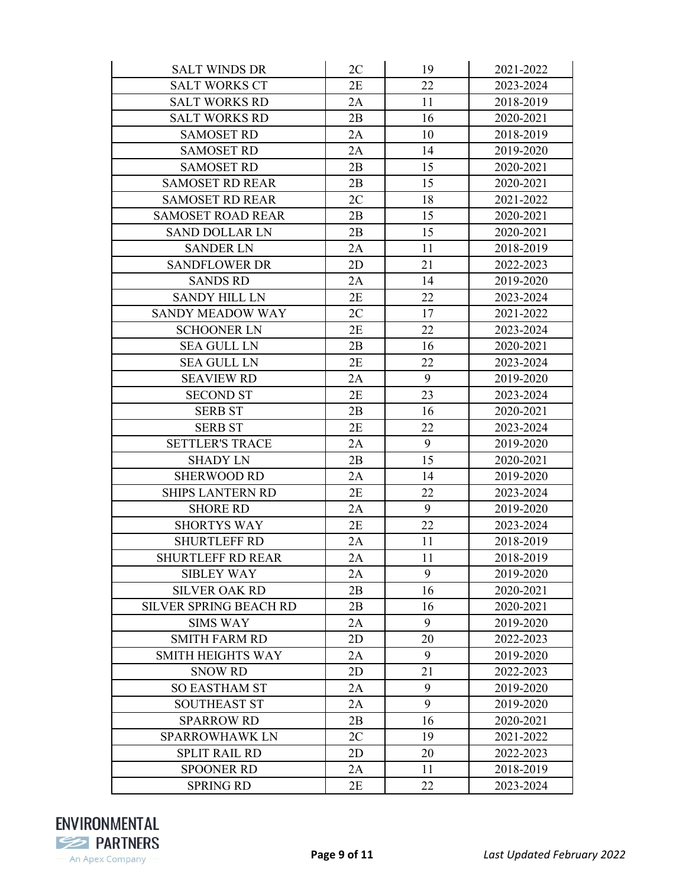| | | | |
|---|---|---|---|
| SALT WINDS DR | 2C | 19 | 2021-2022 |
| SALT WORKS CT | 2E | 22 | 2023-2024 |
| SALT WORKS RD | 2A | 11 | 2018-2019 |
| SALT WORKS RD | 2B | 16 | 2020-2021 |
| SAMOSET RD | 2A | 10 | 2018-2019 |
| SAMOSET RD | 2A | 14 | 2019-2020 |
| SAMOSET RD | 2B | 15 | 2020-2021 |
| SAMOSET RD REAR | 2B | 15 | 2020-2021 |
| SAMOSET RD REAR | 2C | 18 | 2021-2022 |
| SAMOSET ROAD REAR | 2B | 15 | 2020-2021 |
| SAND DOLLAR LN | 2B | 15 | 2020-2021 |
| SANDER LN | 2A | 11 | 2018-2019 |
| SANDFLOWER DR | 2D | 21 | 2022-2023 |
| SANDS RD | 2A | 14 | 2019-2020 |
| SANDY HILL LN | 2E | 22 | 2023-2024 |
| SANDY MEADOW WAY | 2C | 17 | 2021-2022 |
| SCHOONER LN | 2E | 22 | 2023-2024 |
| SEA GULL LN | 2B | 16 | 2020-2021 |
| SEA GULL LN | 2E | 22 | 2023-2024 |
| SEAVIEW RD | 2A | 9 | 2019-2020 |
| SECOND ST | 2E | 23 | 2023-2024 |
| SERB ST | 2B | 16 | 2020-2021 |
| SERB ST | 2E | 22 | 2023-2024 |
| SETTLER'S TRACE | 2A | 9 | 2019-2020 |
| SHADY LN | 2B | 15 | 2020-2021 |
| SHERWOOD RD | 2A | 14 | 2019-2020 |
| SHIPS LANTERN RD | 2E | 22 | 2023-2024 |
| SHORE RD | 2A | 9 | 2019-2020 |
| SHORTYS WAY | 2E | 22 | 2023-2024 |
| SHURTLEFF RD | 2A | 11 | 2018-2019 |
| SHURTLEFF RD REAR | 2A | 11 | 2018-2019 |
| SIBLEY WAY | 2A | 9 | 2019-2020 |
| SILVER OAK RD | 2B | 16 | 2020-2021 |
| SILVER SPRING BEACH RD | 2B | 16 | 2020-2021 |
| SIMS WAY | 2A | 9 | 2019-2020 |
| SMITH FARM RD | 2D | 20 | 2022-2023 |
| SMITH HEIGHTS WAY | 2A | 9 | 2019-2020 |
| SNOW RD | 2D | 21 | 2022-2023 |
| SO EASTHAM ST | 2A | 9 | 2019-2020 |
| SOUTHEAST ST | 2A | 9 | 2019-2020 |
| SPARROW RD | 2B | 16 | 2020-2021 |
| SPARROWHAWK LN | 2C | 19 | 2021-2022 |
| SPLIT RAIL RD | 2D | 20 | 2022-2023 |
| SPOONER RD | 2A | 11 | 2018-2019 |
| SPRING RD | 2E | 22 | 2023-2024 |

*Last Updated February 2022*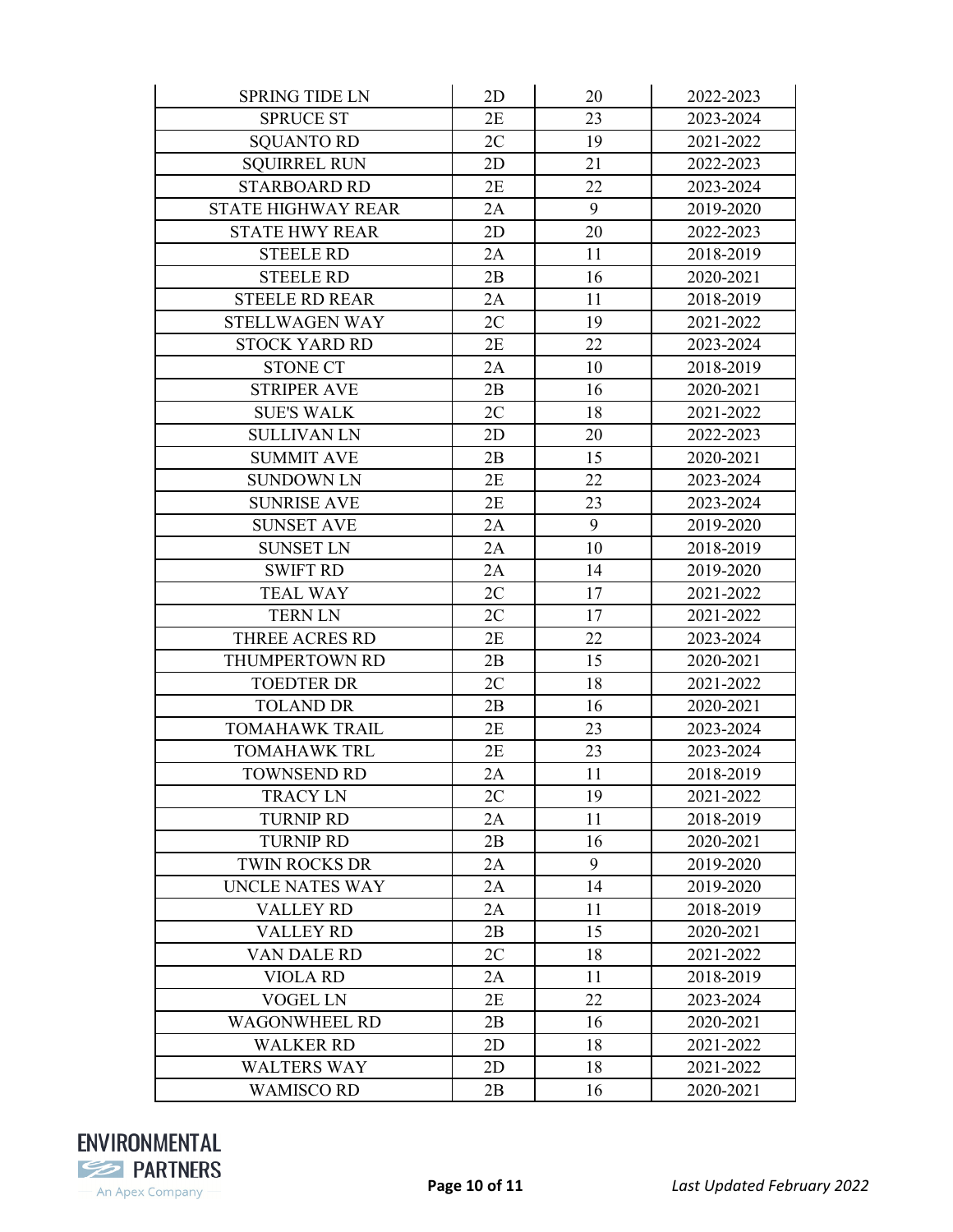| SPRING TIDE LN | 2D | 20 | 2022-2023 |
|---|---|---|---|
| SPRUCE ST | 2E | 23 | 2023-2024 |
| SQUANTO RD | 2C | 19 | 2021-2022 |
| SQUIRREL RUN | 2D | 21 | 2022-2023 |
| STARBOARD RD | 2E | 22 | 2023-2024 |
| STATE HIGHWAY REAR | 2A | 9 | 2019-2020 |
| STATE HWY REAR | 2D | 20 | 2022-2023 |
| STEELE RD | 2A | 11 | 2018-2019 |
| STEELE RD | 2B | 16 | 2020-2021 |
| STEELE RD REAR | 2A | 11 | 2018-2019 |
| STELLWAGEN WAY | 2C | 19 | 2021-2022 |
| STOCK YARD RD | 2E | 22 | 2023-2024 |
| STONE CT | 2A | 10 | 2018-2019 |
| STRIPER AVE | 2B | 16 | 2020-2021 |
| SUE'S WALK | 2C | 18 | 2021-2022 |
| SULLIVAN LN | 2D | 20 | 2022-2023 |
| SUMMIT AVE | 2B | 15 | 2020-2021 |
| SUNDOWN LN | 2E | 22 | 2023-2024 |
| SUNRISE AVE | 2E | 23 | 2023-2024 |
| SUNSET AVE | 2A | 9 | 2019-2020 |
| SUNSET LN | 2A | 10 | 2018-2019 |
| SWIFT RD | 2A | 14 | 2019-2020 |
| TEAL WAY | 2C | 17 | 2021-2022 |
| TERN LN | 2C | 17 | 2021-2022 |
| THREE ACRES RD | 2E | 22 | 2023-2024 |
| THUMPERTOWN RD | 2B | 15 | 2020-2021 |
| TOEDTER DR | 2C | 18 | 2021-2022 |
| TOLAND DR | 2B | 16 | 2020-2021 |
| TOMAHAWK TRAIL | 2E | 23 | 2023-2024 |
| TOMAHAWK TRL | 2E | 23 | 2023-2024 |
| TOWNSEND RD | 2A | 11 | 2018-2019 |
| TRACY LN | 2C | 19 | 2021-2022 |
| TURNIP RD | 2A | 11 | 2018-2019 |
| TURNIP RD | 2B | 16 | 2020-2021 |
| TWIN ROCKS DR | 2A | 9 | 2019-2020 |
| UNCLE NATES WAY | 2A | 14 | 2019-2020 |
| VALLEY RD | 2A | 11 | 2018-2019 |
| VALLEY RD | 2B | 15 | 2020-2021 |
| VAN DALE RD | 2C | 18 | 2021-2022 |
| VIOLA RD | 2A | 11 | 2018-2019 |
| VOGEL LN | 2E | 22 | 2023-2024 |
| WAGONWHEEL RD | 2B | 16 | 2020-2021 |
| WALKER RD | 2D | 18 | 2021-2022 |
| WALTERS WAY | 2D | 18 | 2021-2022 |
| WAMISCO RD | 2B | 16 | 2020-2021 |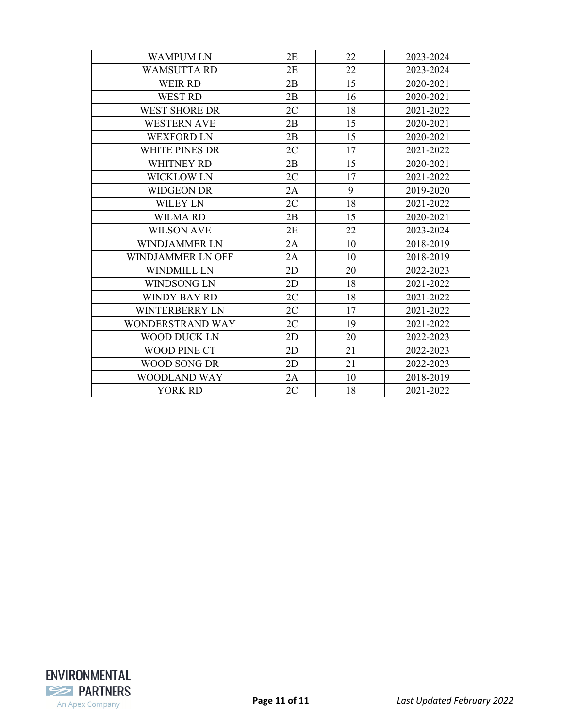| | | | |
|---|---|---|---|
| WAMPUM LN | 2E | 22 | 2023-2024 |
| WAMSUTTA RD | 2E | 22 | 2023-2024 |
| WEIR RD | 2B | 15 | 2020-2021 |
| WEST RD | 2B | 16 | 2020-2021 |
| WEST SHORE DR | 2C | 18 | 2021-2022 |
| WESTERN AVE | 2B | 15 | 2020-2021 |
| WEXFORD LN | 2B | 15 | 2020-2021 |
| WHITE PINES DR | 2C | 17 | 2021-2022 |
| WHITNEY RD | 2B | 15 | 2020-2021 |
| WICKLOW LN | 2C | 17 | 2021-2022 |
| WIDGEON DR | 2A | 9 | 2019-2020 |
| WILEY LN | 2C | 18 | 2021-2022 |
| WILMA RD | 2B | 15 | 2020-2021 |
| WILSON AVE | 2E | 22 | 2023-2024 |
| WINDJAMMER LN | 2A | 10 | 2018-2019 |
| WINDJAMMER LN OFF | 2A | 10 | 2018-2019 |
| WINDMILL LN | 2D | 20 | 2022-2023 |
| WINDSONG LN | 2D | 18 | 2021-2022 |
| WINDY BAY RD | 2C | 18 | 2021-2022 |
| WINTERBERRY LN | 2C | 17 | 2021-2022 |
| WONDERSTRAND WAY | 2C | 19 | 2021-2022 |
| WOOD DUCK LN | 2D | 20 | 2022-2023 |
| WOOD PINE CT | 2D | 21 | 2022-2023 |
| WOOD SONG DR | 2D | 21 | 2022-2023 |
| WOODLAND WAY | 2A | 10 | 2018-2019 |
| YORK RD | 2C | 18 | 2021-2022 |